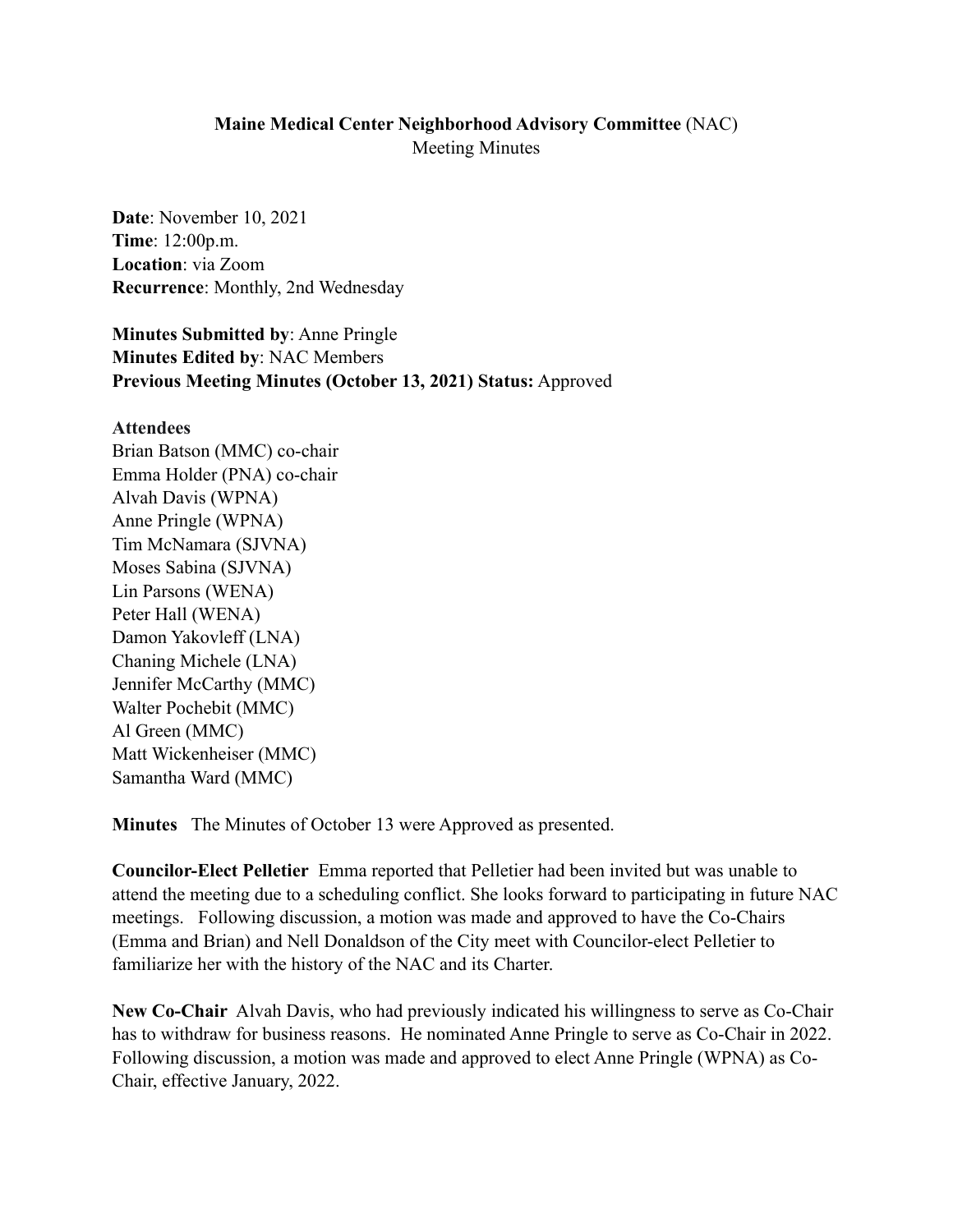# Maine Medical Center Neighborhood Advisory Committee (NAC)

Meeting Minutes

**Date**: November 10, 2021
**Time**: 12:00p.m.
**Location**: via Zoom
**Recurrence**: Monthly, 2nd Wednesday

**Minutes Submitted by**: Anne Pringle
**Minutes Edited by**: NAC Members
**Previous Meeting Minutes (October 13, 2021) Status:** Approved

**Attendees**
Brian Batson (MMC) co-chair
Emma Holder (PNA) co-chair
Alvah Davis (WPNA)
Anne Pringle (WPNA)
Tim McNamara (SJVNA)
Moses Sabina (SJVNA)
Lin Parsons (WENA)
Peter Hall (WENA)
Damon Yakovleff (LNA)
Chaning Michele (LNA)
Jennifer McCarthy (MMC)
Walter Pochebit (MMC)
Al Green (MMC)
Matt Wickenheiser (MMC)
Samantha Ward (MMC)

**Minutes** The Minutes of October 13 were Approved as presented.

**Councilor-Elect Pelletier** Emma reported that Pelletier had been invited but was unable to attend the meeting due to a scheduling conflict. She looks forward to participating in future NAC meetings. Following discussion, a motion was made and approved to have the Co-Chairs (Emma and Brian) and Nell Donaldson of the City meet with Councilor-elect Pelletier to familiarize her with the history of the NAC and its Charter.

**New Co-Chair** Alvah Davis, who had previously indicated his willingness to serve as Co-Chair has to withdraw for business reasons. He nominated Anne Pringle to serve as Co-Chair in 2022. Following discussion, a motion was made and approved to elect Anne Pringle (WPNA) as Co-Chair, effective January, 2022.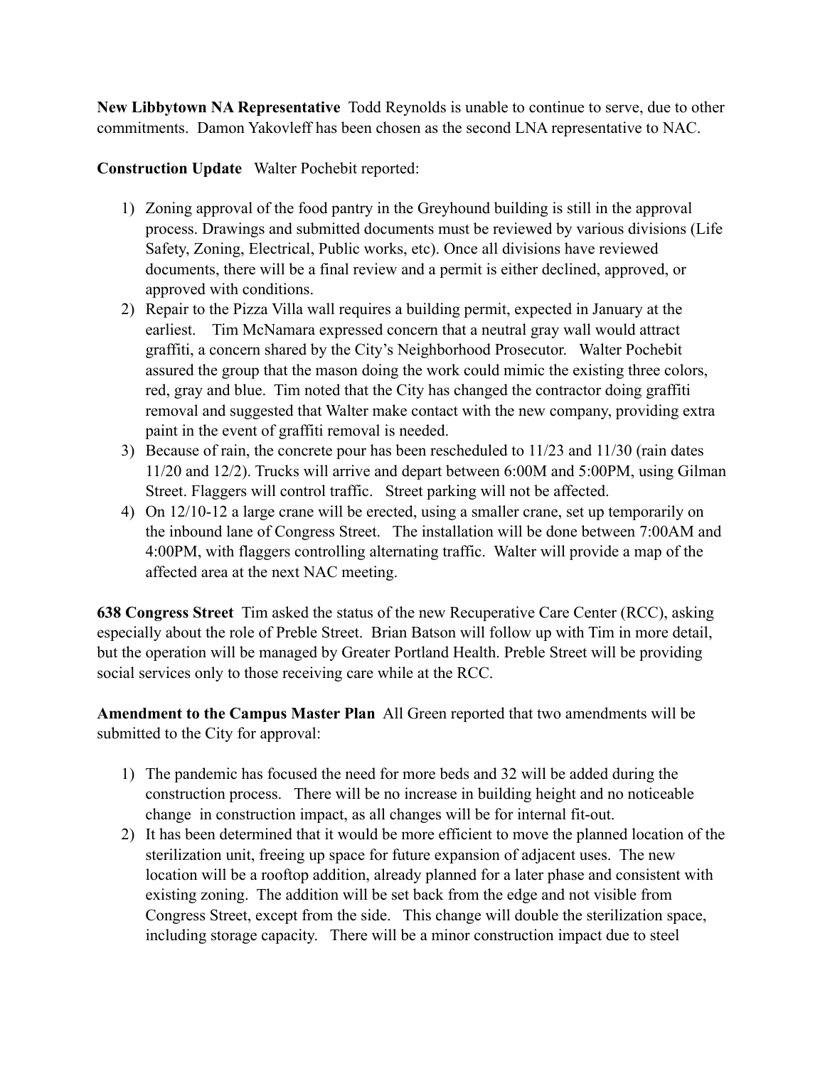**New Libbytown NA Representative** Todd Reynolds is unable to continue to serve, due to other commitments. Damon Yakovleff has been chosen as the second LNA representative to NAC.

**Construction Update** Walter Pochebit reported:

1) Zoning approval of the food pantry in the Greyhound building is still in the approval process. Drawings and submitted documents must be reviewed by various divisions (Life Safety, Zoning, Electrical, Public works, etc). Once all divisions have reviewed documents, there will be a final review and a permit is either declined, approved, or approved with conditions.
2) Repair to the Pizza Villa wall requires a building permit, expected in January at the earliest. Tim McNamara expressed concern that a neutral gray wall would attract graffiti, a concern shared by the City's Neighborhood Prosecutor. Walter Pochebit assured the group that the mason doing the work could mimic the existing three colors, red, gray and blue. Tim noted that the City has changed the contractor doing graffiti removal and suggested that Walter make contact with the new company, providing extra paint in the event of graffiti removal is needed.
3) Because of rain, the concrete pour has been rescheduled to 11/23 and 11/30 (rain dates 11/20 and 12/2). Trucks will arrive and depart between 6:00M and 5:00PM, using Gilman Street. Flaggers will control traffic. Street parking will not be affected.
4) On 12/10-12 a large crane will be erected, using a smaller crane, set up temporarily on the inbound lane of Congress Street. The installation will be done between 7:00AM and 4:00PM, with flaggers controlling alternating traffic. Walter will provide a map of the affected area at the next NAC meeting.

**638 Congress Street** Tim asked the status of the new Recuperative Care Center (RCC), asking especially about the role of Preble Street. Brian Batson will follow up with Tim in more detail, but the operation will be managed by Greater Portland Health. Preble Street will be providing social services only to those receiving care while at the RCC.

**Amendment to the Campus Master Plan** All Green reported that two amendments will be submitted to the City for approval:

1) The pandemic has focused the need for more beds and 32 will be added during the construction process. There will be no increase in building height and no noticeable change in construction impact, as all changes will be for internal fit-out.
2) It has been determined that it would be more efficient to move the planned location of the sterilization unit, freeing up space for future expansion of adjacent uses. The new location will be a rooftop addition, already planned for a later phase and consistent with existing zoning. The addition will be set back from the edge and not visible from Congress Street, except from the side. This change will double the sterilization space, including storage capacity. There will be a minor construction impact due to steel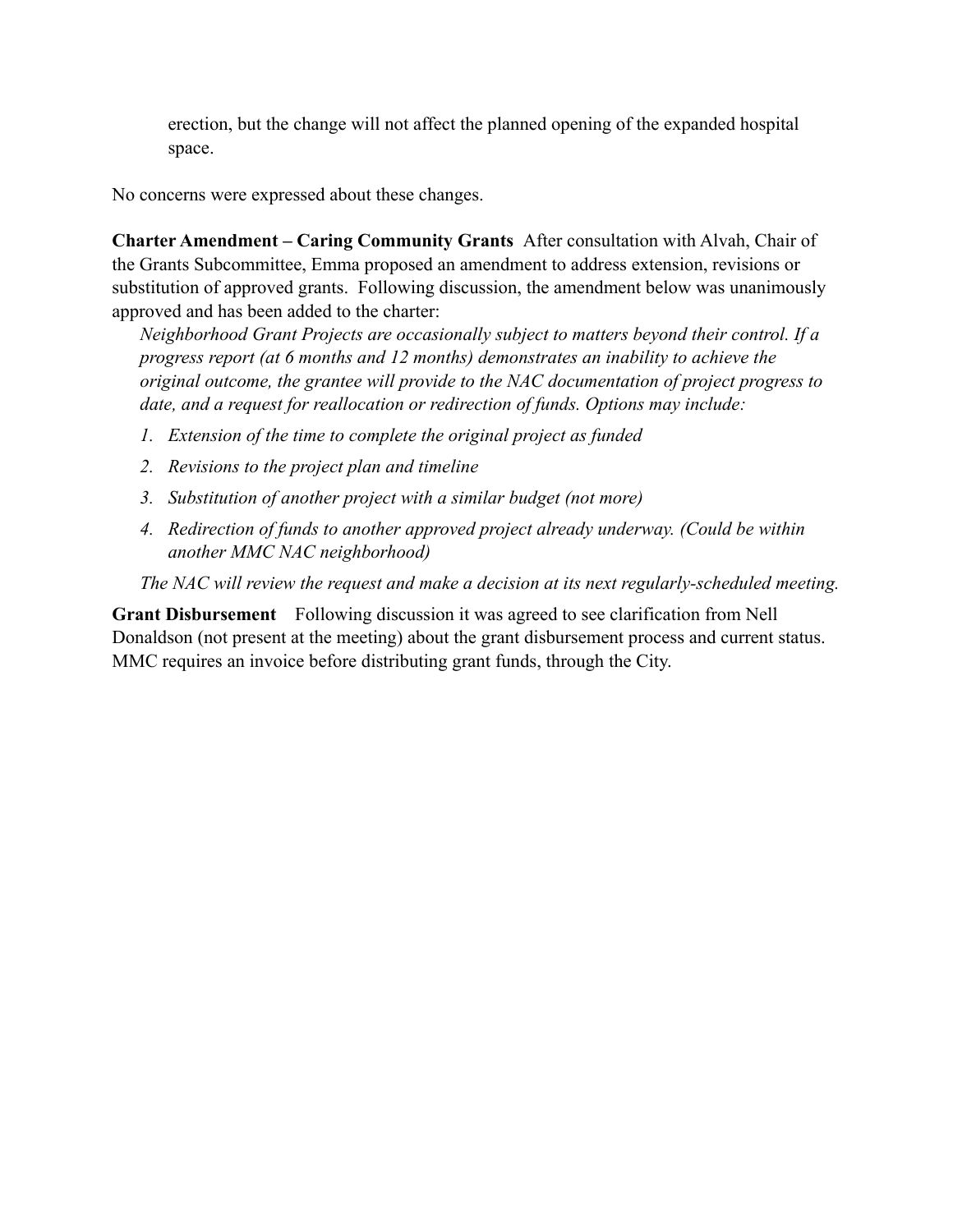erection, but the change will not affect the planned opening of the expanded hospital space.

No concerns were expressed about these changes.

**Charter Amendment – Caring Community Grants** After consultation with Alvah, Chair of the Grants Subcommittee, Emma proposed an amendment to address extension, revisions or substitution of approved grants. Following discussion, the amendment below was unanimously approved and has been added to the charter:

*Neighborhood Grant Projects are occasionally subject to matters beyond their control. If a progress report (at 6 months and 12 months) demonstrates an inability to achieve the original outcome, the grantee will provide to the NAC documentation of project progress to date, and a request for reallocation or redirection of funds. Options may include:*

1. *Extension of the time to complete the original project as funded*
2. *Revisions to the project plan and timeline*
3. *Substitution of another project with a similar budget (not more)*
4. *Redirection of funds to another approved project already underway. (Could be within another MMC NAC neighborhood)*

*The NAC will review the request and make a decision at its next regularly-scheduled meeting.*

**Grant Disbursement** Following discussion it was agreed to see clarification from Nell Donaldson (not present at the meeting) about the grant disbursement process and current status. MMC requires an invoice before distributing grant funds, through the City.